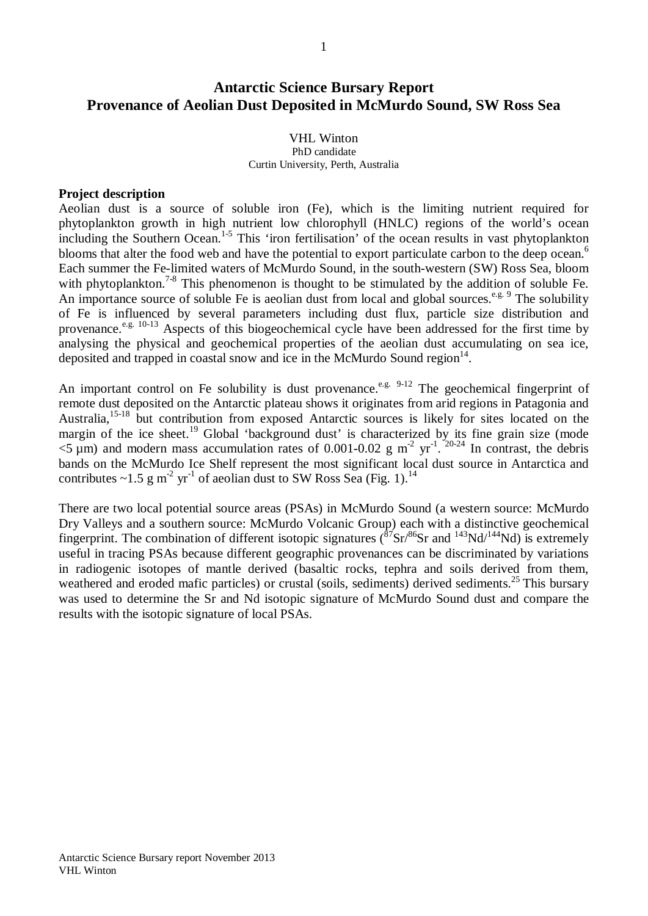# Antarctic Science Bursary Report
# Provenance of Aeolian Dust Deposited in McMurdo Sound, SW Ross Sea

VHL Winton
PhD candidate
Curtin University, Perth, Australia

**Project description**

Aeolian dust is a source of soluble iron (Fe), which is the limiting nutrient required for phytoplankton growth in high nutrient low chlorophyll (HNLC) regions of the world's ocean including the Southern Ocean.[1-5] This 'iron fertilisation' of the ocean results in vast phytoplankton blooms that alter the food web and have the potential to export particulate carbon to the deep ocean.[6] Each summer the Fe-limited waters of McMurdo Sound, in the south-western (SW) Ross Sea, bloom with phytoplankton.[7-8] This phenomenon is thought to be stimulated by the addition of soluble Fe. An importance source of soluble Fe is aeolian dust from local and global sources.[e.g. 9] The solubility of Fe is influenced by several parameters including dust flux, particle size distribution and provenance.[e.g. 10-13] Aspects of this biogeochemical cycle have been addressed for the first time by analysing the physical and geochemical properties of the aeolian dust accumulating on sea ice, deposited and trapped in coastal snow and ice in the McMurdo Sound region[14].

An important control on Fe solubility is dust provenance.[e.g. 9-12] The geochemical fingerprint of remote dust deposited on the Antarctic plateau shows it originates from arid regions in Patagonia and Australia,[15-18] but contribution from exposed Antarctic sources is likely for sites located on the margin of the ice sheet.[19] Global 'background dust' is characterized by its fine grain size (mode <5 µm) and modern mass accumulation rates of 0.001-0.02 g $m^{-2}$ $yr^{-1}$.[20-24] In contrast, the debris bands on the McMurdo Ice Shelf represent the most significant local dust source in Antarctica and contributes ~1.5 g $m^{-2}$ $yr^{-1}$ of aeolian dust to SW Ross Sea (Fig. 1).[14]

There are two local potential source areas (PSAs) in McMurdo Sound (a western source: McMurdo Dry Valleys and a southern source: McMurdo Volcanic Group) each with a distinctive geochemical fingerprint. The combination of different isotopic signatures ($^{87}Sr/^{86}Sr$ and $^{143}Nd/^{144}Nd$) is extremely useful in tracing PSAs because different geographic provenances can be discriminated by variations in radiogenic isotopes of mantle derived (basaltic rocks, tephra and soils derived from them, weathered and eroded mafic particles) or crustal (soils, sediments) derived sediments.[25] This bursary was used to determine the Sr and Nd isotopic signature of McMurdo Sound dust and compare the results with the isotopic signature of local PSAs.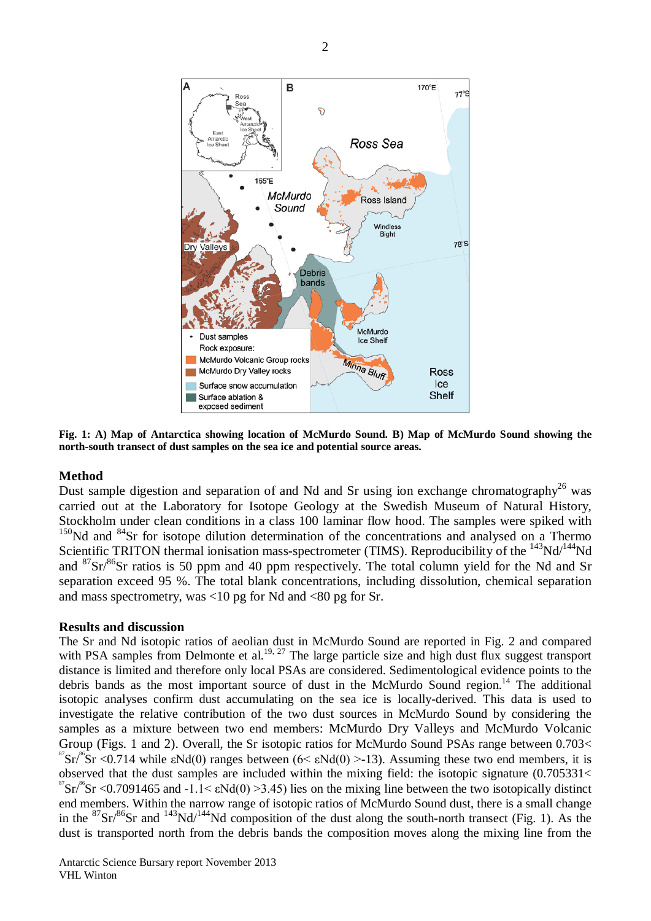**Fig. 1: A) Map of Antarctica showing location of McMurdo Sound. B) Map of McMurdo Sound showing the north-south transect of dust samples on the sea ice and potential source areas.**

## Method

Dust sample digestion and separation of and Nd and Sr using ion exchange chromatography[26] was carried out at the Laboratory for Isotope Geology at the Swedish Museum of Natural History, Stockholm under clean conditions in a class 100 laminar flow hood. The samples were spiked with $^{150}$Nd and $^{84}$Sr for isotope dilution determination of the concentrations and analysed on a Thermo Scientific TRITON thermal ionisation mass-spectrometer (TIMS). Reproducibility of the $^{143}$Nd/$^{144}$Nd and $^{87}$Sr/$^{86}$Sr ratios is 50 ppm and 40 ppm respectively. The total column yield for the Nd and Sr separation exceed 95 %. The total blank concentrations, including dissolution, chemical separation and mass spectrometry, was <10 pg for Nd and <80 pg for Sr.

## Results and discussion

The Sr and Nd isotopic ratios of aeolian dust in McMurdo Sound are reported in Fig. 2 and compared with PSA samples from Delmonte et al.[19, 27] The large particle size and high dust flux suggest transport distance is limited and therefore only local PSAs are considered. Sedimentological evidence points to the debris bands as the most important source of dust in the McMurdo Sound region.[14] The additional isotopic analyses confirm dust accumulating on the sea ice is locally-derived. This data is used to investigate the relative contribution of the two dust sources in McMurdo Sound by considering the samples as a mixture between two end members: McMurdo Dry Valleys and McMurdo Volcanic Group (Figs. 1 and 2). Overall, the Sr isotopic ratios for McMurdo Sound PSAs range between 0.703< $^{87}$Sr/$^{86}$Sr <0.714 while εNd(0) ranges between (6< εNd(0) >-13). Assuming these two end members, it is observed that the dust samples are included within the mixing field: the isotopic signature (0.705331< $^{87}$Sr/$^{86}$Sr <0.7091465 and -1.1< εNd(0) >3.45) lies on the mixing line between the two isotopically distinct end members. Within the narrow range of isotopic ratios of McMurdo Sound dust, there is a small change in the $^{87}$Sr/$^{86}$Sr and $^{143}$Nd/$^{144}$Nd composition of the dust along the south-north transect (Fig. 1). As the dust is transported north from the debris bands the composition moves along the mixing line from the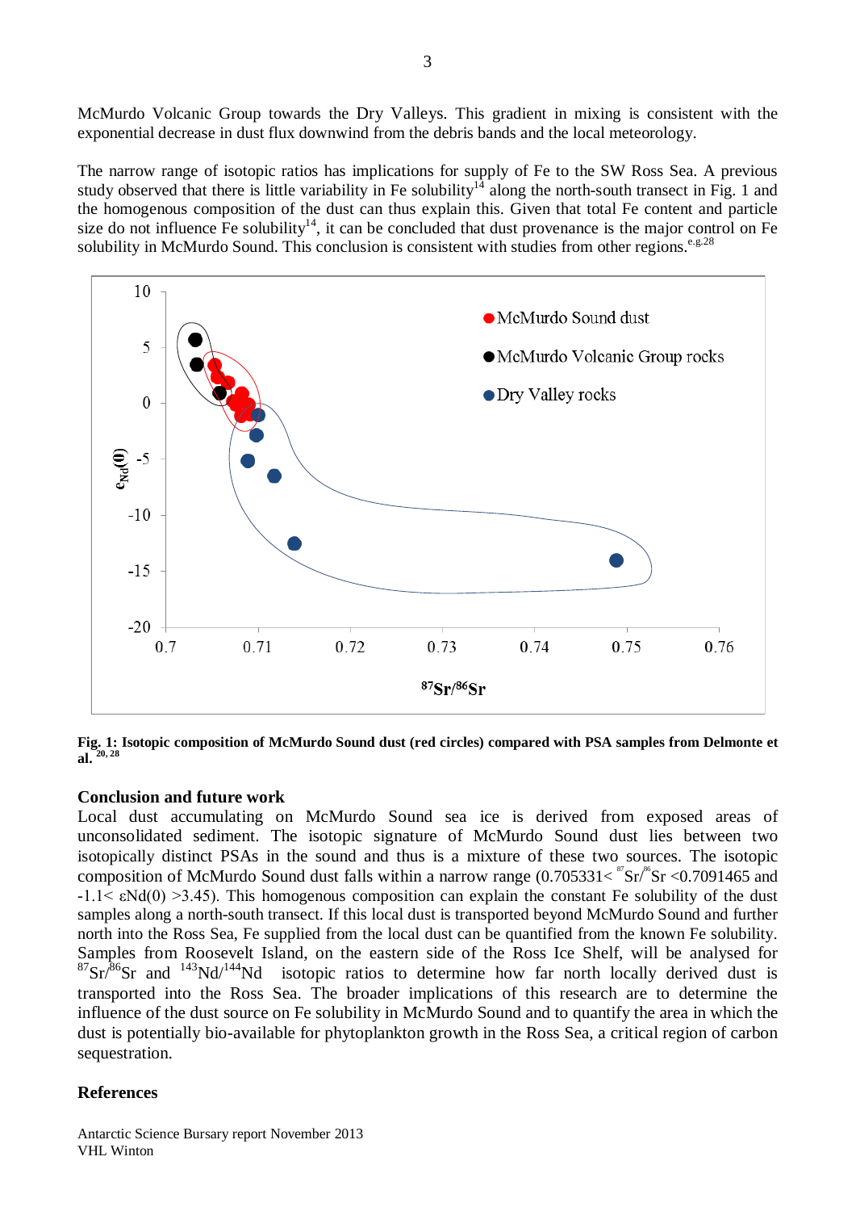McMurdo Volcanic Group towards the Dry Valleys. This gradient in mixing is consistent with the exponential decrease in dust flux downwind from the debris bands and the local meteorology.

The narrow range of isotopic ratios has implications for supply of Fe to the SW Ross Sea. A previous study observed that there is little variability in Fe solubility[14] along the north-south transect in Fig. 1 and the homogenous composition of the dust can thus explain this. Given that total Fe content and particle size do not influence Fe solubility[14], it can be concluded that dust provenance is the major control on Fe solubility in McMurdo Sound. This conclusion is consistent with studies from other regions.[e.g.28]

**Fig. 1: Isotopic composition of McMurdo Sound dust (red circles) compared with PSA samples from Delmonte et al.**[20, 28]

## Conclusion and future work

Local dust accumulating on McMurdo Sound sea ice is derived from exposed areas of unconsolidated sediment. The isotopic signature of McMurdo Sound dust lies between two isotopically distinct PSAs in the sound and thus is a mixture of these two sources. The isotopic composition of McMurdo Sound dust falls within a narrow range ($0.705331 < {}^{87}Sr/{}^{86}Sr < 0.7091465$ and $-1.1 < \varepsilon Nd(0) > 3.45$). This homogenous composition can explain the constant Fe solubility of the dust samples along a north-south transect. If this local dust is transported beyond McMurdo Sound and further north into the Ross Sea, Fe supplied from the local dust can be quantified from the known Fe solubility. Samples from Roosevelt Island, on the eastern side of the Ross Ice Shelf, will be analysed for ${}^{87}Sr/{}^{86}Sr$ and ${}^{143}Nd/{}^{144}Nd$ isotopic ratios to determine how far north locally derived dust is transported into the Ross Sea. The broader implications of this research are to determine the influence of the dust source on Fe solubility in McMurdo Sound and to quantify the area in which the dust is potentially bio-available for phytoplankton growth in the Ross Sea, a critical region of carbon sequestration.

## References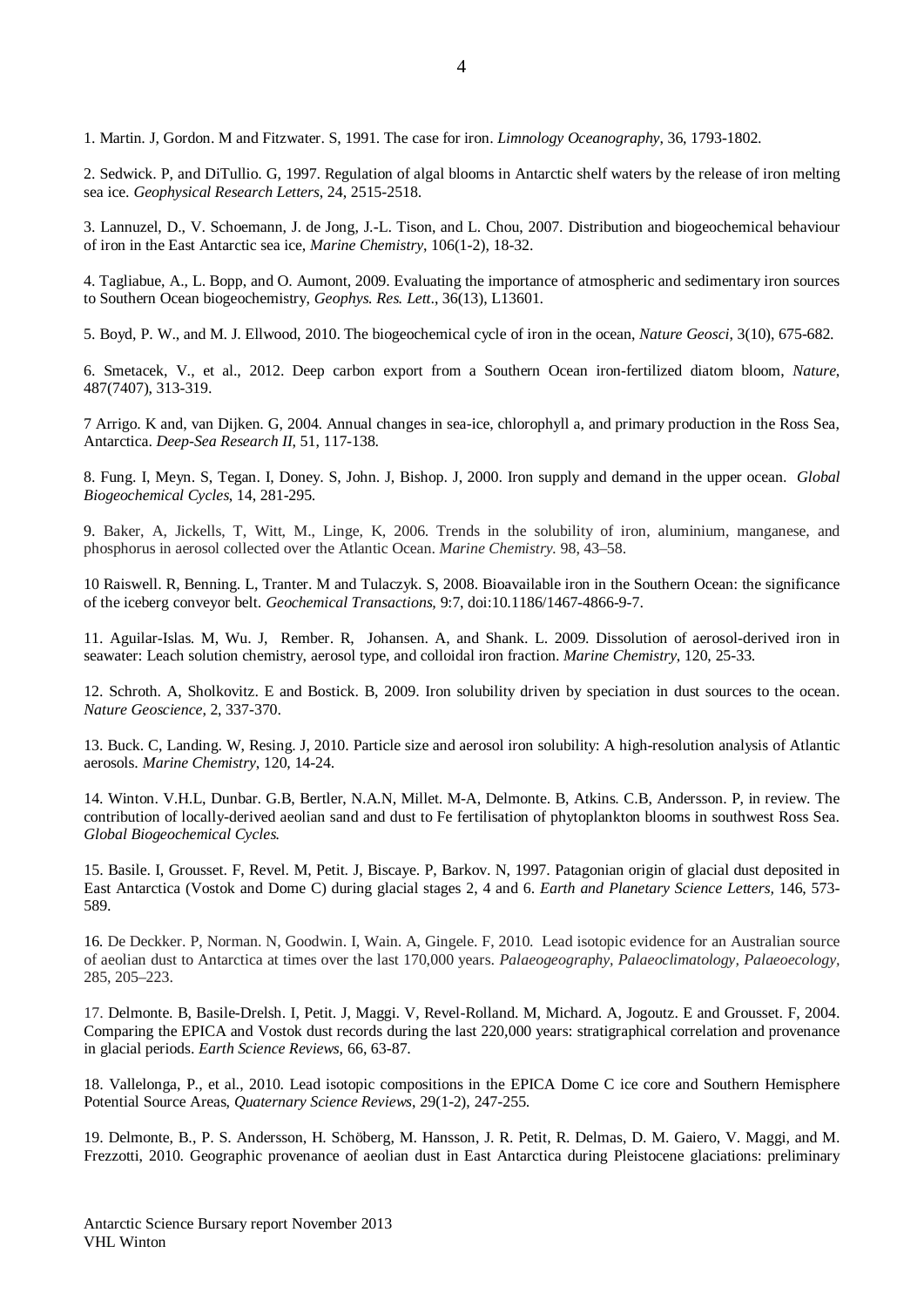1. Martin. J, Gordon. M and Fitzwater. S, 1991. The case for iron. *Limnology Oceanography*, 36, 1793-1802.

2. Sedwick. P, and DiTullio. G, 1997. Regulation of algal blooms in Antarctic shelf waters by the release of iron melting sea ice. *Geophysical Research Letters*, 24, 2515-2518.

3. Lannuzel, D., V. Schoemann, J. de Jong, J.-L. Tison, and L. Chou, 2007. Distribution and biogeochemical behaviour of iron in the East Antarctic sea ice, *Marine Chemistry*, 106(1-2), 18-32.

4. Tagliabue, A., L. Bopp, and O. Aumont, 2009. Evaluating the importance of atmospheric and sedimentary iron sources to Southern Ocean biogeochemistry, *Geophys. Res. Lett*., 36(13), L13601.

5. Boyd, P. W., and M. J. Ellwood, 2010. The biogeochemical cycle of iron in the ocean, *Nature Geosci*, 3(10), 675-682.

6. Smetacek, V., et al., 2012. Deep carbon export from a Southern Ocean iron-fertilized diatom bloom, *Nature*, 487(7407), 313-319.

7 Arrigo. K and, van Dijken. G, 2004. Annual changes in sea-ice, chlorophyll a, and primary production in the Ross Sea, Antarctica. *Deep-Sea Research II*, 51, 117-138.

8. Fung. I, Meyn. S, Tegan. I, Doney. S, John. J, Bishop. J, 2000. Iron supply and demand in the upper ocean. *Global Biogeochemical Cycles*, 14, 281-295.

9. Baker, A, Jickells, T, Witt, M., Linge, K, 2006. Trends in the solubility of iron, aluminium, manganese, and phosphorus in aerosol collected over the Atlantic Ocean. *Marine Chemistry*. 98, 43–58.

10 Raiswell. R, Benning. L, Tranter. M and Tulaczyk. S, 2008. Bioavailable iron in the Southern Ocean: the significance of the iceberg conveyor belt. *Geochemical Transactions*, 9:7, doi:10.1186/1467-4866-9-7.

11. Aguilar-Islas. M, Wu. J, Rember. R, Johansen. A, and Shank. L. 2009. Dissolution of aerosol-derived iron in seawater: Leach solution chemistry, aerosol type, and colloidal iron fraction. *Marine Chemistry*, 120, 25-33.

12. Schroth. A, Sholkovitz. E and Bostick. B, 2009. Iron solubility driven by speciation in dust sources to the ocean. *Nature Geoscience*, 2, 337-370.

13. Buck. C, Landing. W, Resing. J, 2010. Particle size and aerosol iron solubility: A high-resolution analysis of Atlantic aerosols. *Marine Chemistry*, 120, 14-24.

14. Winton. V.H.L, Dunbar. G.B, Bertler, N.A.N, Millet. M-A, Delmonte. B, Atkins. C.B, Andersson. P, in review. The contribution of locally-derived aeolian sand and dust to Fe fertilisation of phytoplankton blooms in southwest Ross Sea. *Global Biogeochemical Cycles*.

15. Basile. I, Grousset. F, Revel. M, Petit. J, Biscaye. P, Barkov. N, 1997. Patagonian origin of glacial dust deposited in East Antarctica (Vostok and Dome C) during glacial stages 2, 4 and 6. *Earth and Planetary Science Letters*, 146, 573-589.

16. De Deckker. P, Norman. N, Goodwin. I, Wain. A, Gingele. F, 2010. Lead isotopic evidence for an Australian source of aeolian dust to Antarctica at times over the last 170,000 years. *Palaeogeography, Palaeoclimatology, Palaeoecology*, 285, 205–223.

17. Delmonte. B, Basile-Drelsh. I, Petit. J, Maggi. V, Revel-Rolland. M, Michard. A, Jogoutz. E and Grousset. F, 2004. Comparing the EPICA and Vostok dust records during the last 220,000 years: stratigraphical correlation and provenance in glacial periods. *Earth Science Reviews*, 66, 63-87.

18. Vallelonga, P., et al., 2010. Lead isotopic compositions in the EPICA Dome C ice core and Southern Hemisphere Potential Source Areas, *Quaternary Science Reviews*, 29(1-2), 247-255.

19. Delmonte, B., P. S. Andersson, H. Schöberg, M. Hansson, J. R. Petit, R. Delmas, D. M. Gaiero, V. Maggi, and M. Frezzotti, 2010. Geographic provenance of aeolian dust in East Antarctica during Pleistocene glaciations: preliminary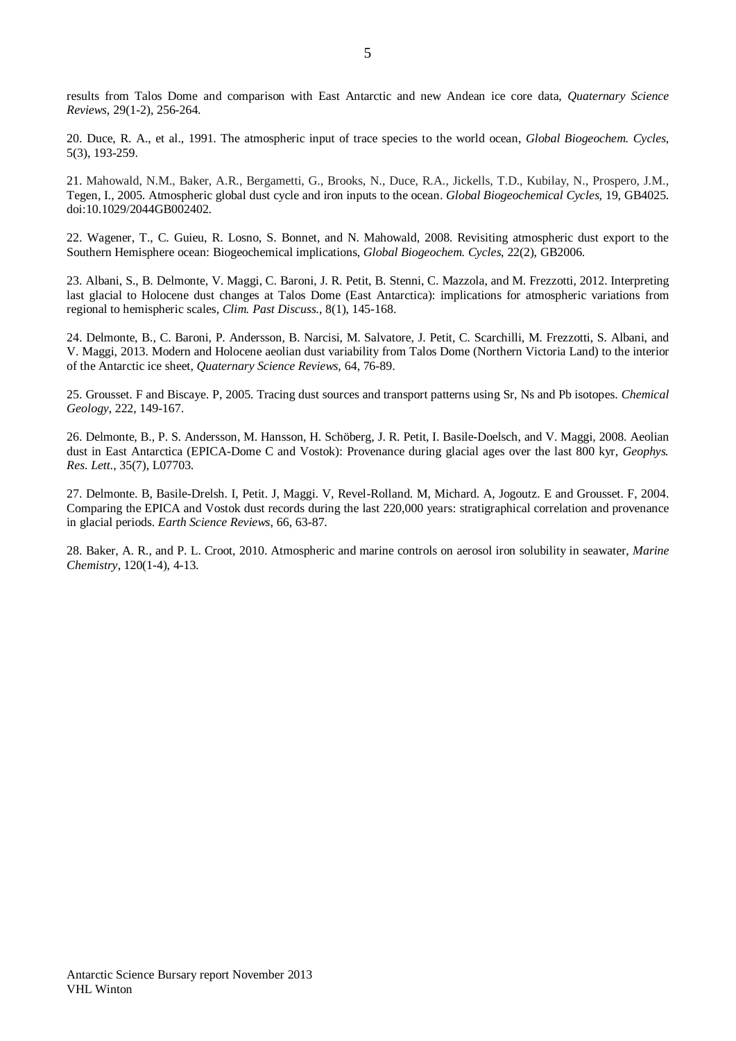results from Talos Dome and comparison with East Antarctic and new Andean ice core data, *Quaternary Science Reviews*, 29(1-2), 256-264.

20. Duce, R. A., et al., 1991. The atmospheric input of trace species to the world ocean, *Global Biogeochem. Cycles*, 5(3), 193-259.

21. Mahowald, N.M., Baker, A.R., Bergametti, G., Brooks, N., Duce, R.A., Jickells, T.D., Kubilay, N., Prospero, J.M., Tegen, I., 2005. Atmospheric global dust cycle and iron inputs to the ocean. *Global Biogeochemical Cycles*, 19, GB4025. doi:10.1029/2044GB002402.

22. Wagener, T., C. Guieu, R. Losno, S. Bonnet, and N. Mahowald, 2008. Revisiting atmospheric dust export to the Southern Hemisphere ocean: Biogeochemical implications, *Global Biogeochem. Cycles*, 22(2), GB2006.

23. Albani, S., B. Delmonte, V. Maggi, C. Baroni, J. R. Petit, B. Stenni, C. Mazzola, and M. Frezzotti, 2012. Interpreting last glacial to Holocene dust changes at Talos Dome (East Antarctica): implications for atmospheric variations from regional to hemispheric scales, *Clim. Past Discuss.*, 8(1), 145-168.

24. Delmonte, B., C. Baroni, P. Andersson, B. Narcisi, M. Salvatore, J. Petit, C. Scarchilli, M. Frezzotti, S. Albani, and V. Maggi, 2013. Modern and Holocene aeolian dust variability from Talos Dome (Northern Victoria Land) to the interior of the Antarctic ice sheet, *Quaternary Science Reviews*, 64, 76-89.

25. Grousset. F and Biscaye. P, 2005. Tracing dust sources and transport patterns using Sr, Ns and Pb isotopes. *Chemical Geology*, 222, 149-167.

26. Delmonte, B., P. S. Andersson, M. Hansson, H. Schöberg, J. R. Petit, I. Basile-Doelsch, and V. Maggi, 2008. Aeolian dust in East Antarctica (EPICA-Dome C and Vostok): Provenance during glacial ages over the last 800 kyr, *Geophys. Res. Lett.*, 35(7), L07703.

27. Delmonte. B, Basile-Drelsh. I, Petit. J, Maggi. V, Revel-Rolland. M, Michard. A, Jogoutz. E and Grousset. F, 2004. Comparing the EPICA and Vostok dust records during the last 220,000 years: stratigraphical correlation and provenance in glacial periods. *Earth Science Reviews*, 66, 63-87.

28. Baker, A. R., and P. L. Croot, 2010. Atmospheric and marine controls on aerosol iron solubility in seawater, *Marine Chemistry*, 120(1-4), 4-13.